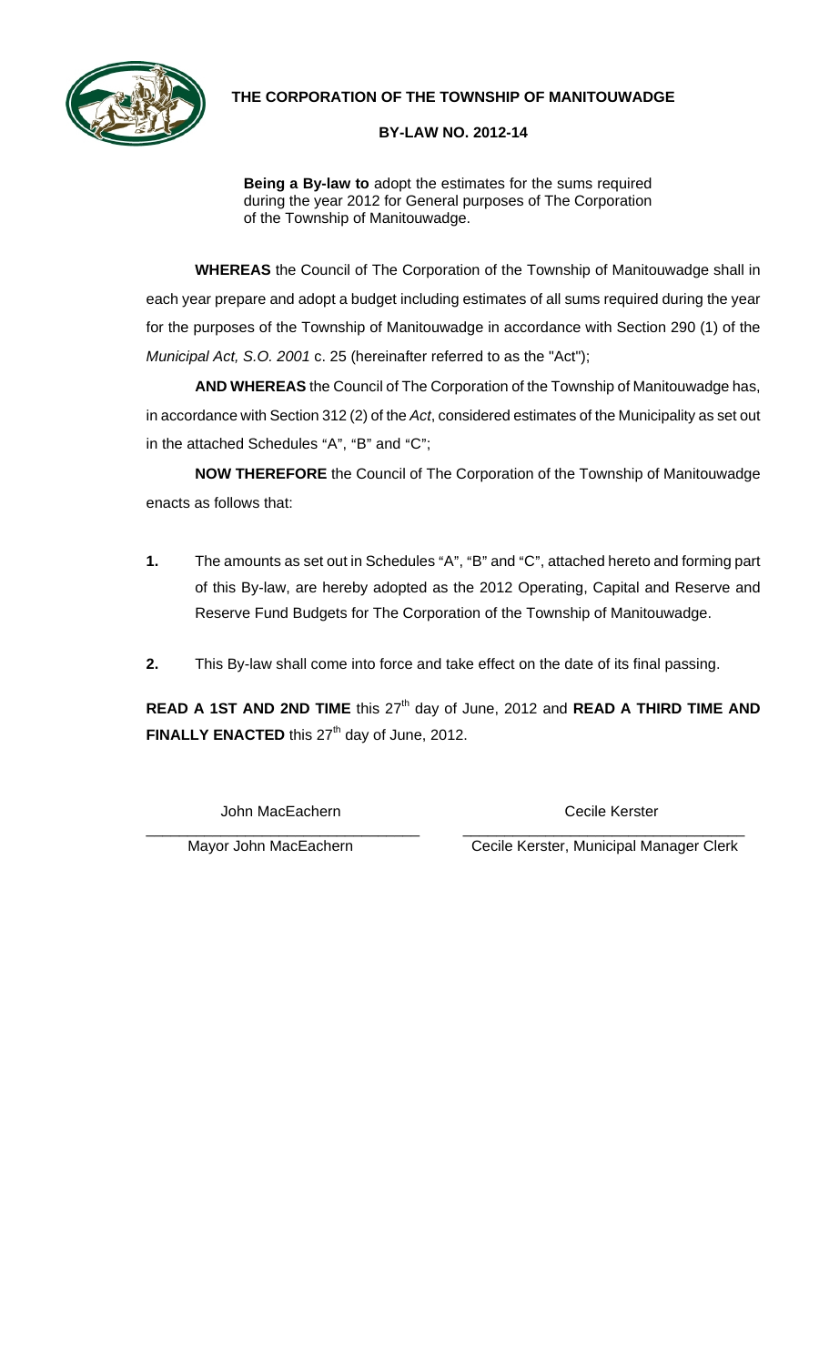# THE CORPORATION OF THE TOWNSHIP OF MANITOUWADGE

## BY-LAW NO. 2012-14

**Being a By-law to** adopt the estimates for the sums required during the year 2012 for General purposes of The Corporation of the Township of Manitouwadge.

**WHEREAS** the Council of The Corporation of the Township of Manitouwadge shall in each year prepare and adopt a budget including estimates of all sums required during the year for the purposes of the Township of Manitouwadge in accordance with Section 290 (1) of the *Municipal Act, S.O. 2001* c. 25 (hereinafter referred to as the "Act");

**AND WHEREAS** the Council of The Corporation of the Township of Manitouwadge has, in accordance with Section 312 (2) of the *Act*, considered estimates of the Municipality as set out in the attached Schedules "A", "B" and "C";

**NOW THEREFORE** the Council of The Corporation of the Township of Manitouwadge enacts as follows that:

1. The amounts as set out in Schedules "A", "B" and "C", attached hereto and forming part of this By-law, are hereby adopted as the 2012 Operating, Capital and Reserve and Reserve Fund Budgets for The Corporation of the Township of Manitouwadge.

2. This By-law shall come into force and take effect on the date of its final passing.

**READ A 1ST AND 2ND TIME** this 27th day of June, 2012 and **READ A THIRD TIME AND FINALLY ENACTED** this 27th day of June, 2012.

| John MacEachern | Cecile Kerster |
|---|---|
| Mayor John MacEachern | Cecile Kerster, Municipal Manager Clerk |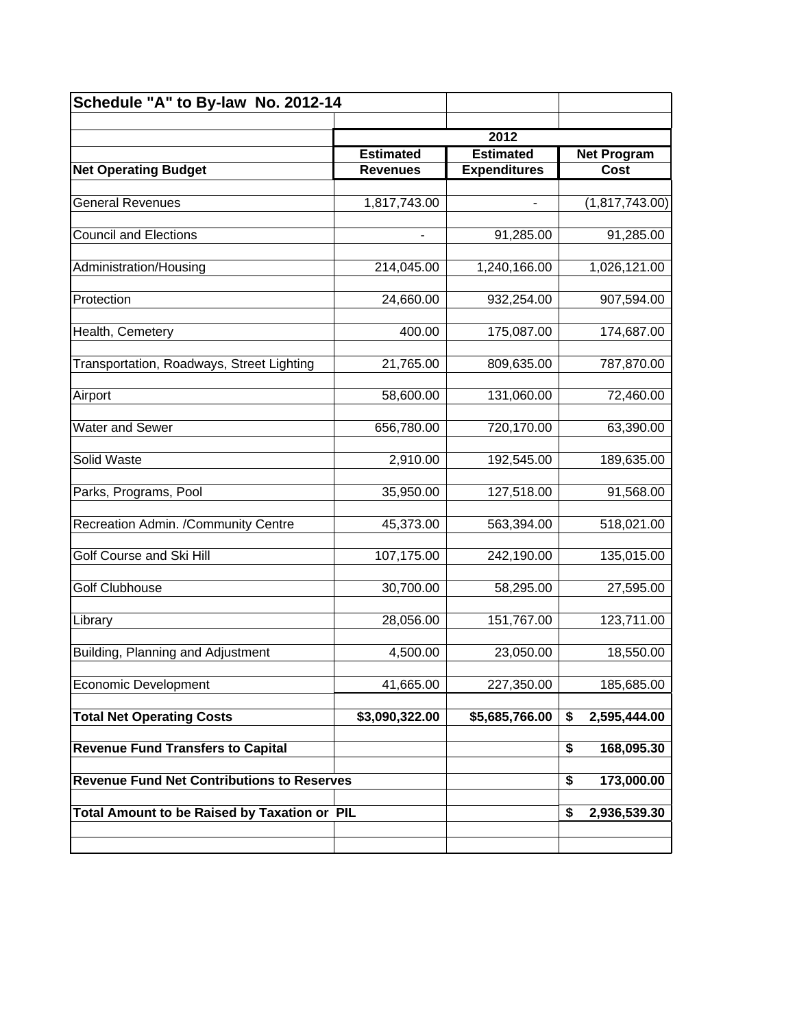**Schedule "A" to By-law No. 2012-14**

| Net Operating Budget | 2012 Estimated Revenues | 2012 Estimated Expenditures | 2012 Net Program Cost |
|---|---|---|---|
| General Revenues | 1,817,743.00 | - | (1,817,743.00) |
| Council and Elections | - | 91,285.00 | 91,285.00 |
| Administration/Housing | 214,045.00 | 1,240,166.00 | 1,026,121.00 |
| Protection | 24,660.00 | 932,254.00 | 907,594.00 |
| Health, Cemetery | 400.00 | 175,087.00 | 174,687.00 |
| Transportation, Roadways, Street Lighting | 21,765.00 | 809,635.00 | 787,870.00 |
| Airport | 58,600.00 | 131,060.00 | 72,460.00 |
| Water and Sewer | 656,780.00 | 720,170.00 | 63,390.00 |
| Solid Waste | 2,910.00 | 192,545.00 | 189,635.00 |
| Parks, Programs, Pool | 35,950.00 | 127,518.00 | 91,568.00 |
| Recreation Admin. /Community Centre | 45,373.00 | 563,394.00 | 518,021.00 |
| Golf Course and Ski Hill | 107,175.00 | 242,190.00 | 135,015.00 |
| Golf Clubhouse | 30,700.00 | 58,295.00 | 27,595.00 |
| Library | 28,056.00 | 151,767.00 | 123,711.00 |
| Building, Planning and Adjustment | 4,500.00 | 23,050.00 | 18,550.00 |
| Economic Development | 41,665.00 | 227,350.00 | 185,685.00 |
| **Total Net Operating Costs** | **$3,090,322.00** | **$5,685,766.00** | **$ 2,595,444.00** |
| **Revenue Fund Transfers to Capital** | | | **$ 168,095.30** |
| **Revenue Fund Net Contributions to Reserves** | | | **$ 173,000.00** |
| **Total Amount to be Raised by Taxation or PIL** | | | **$ 2,936,539.30** |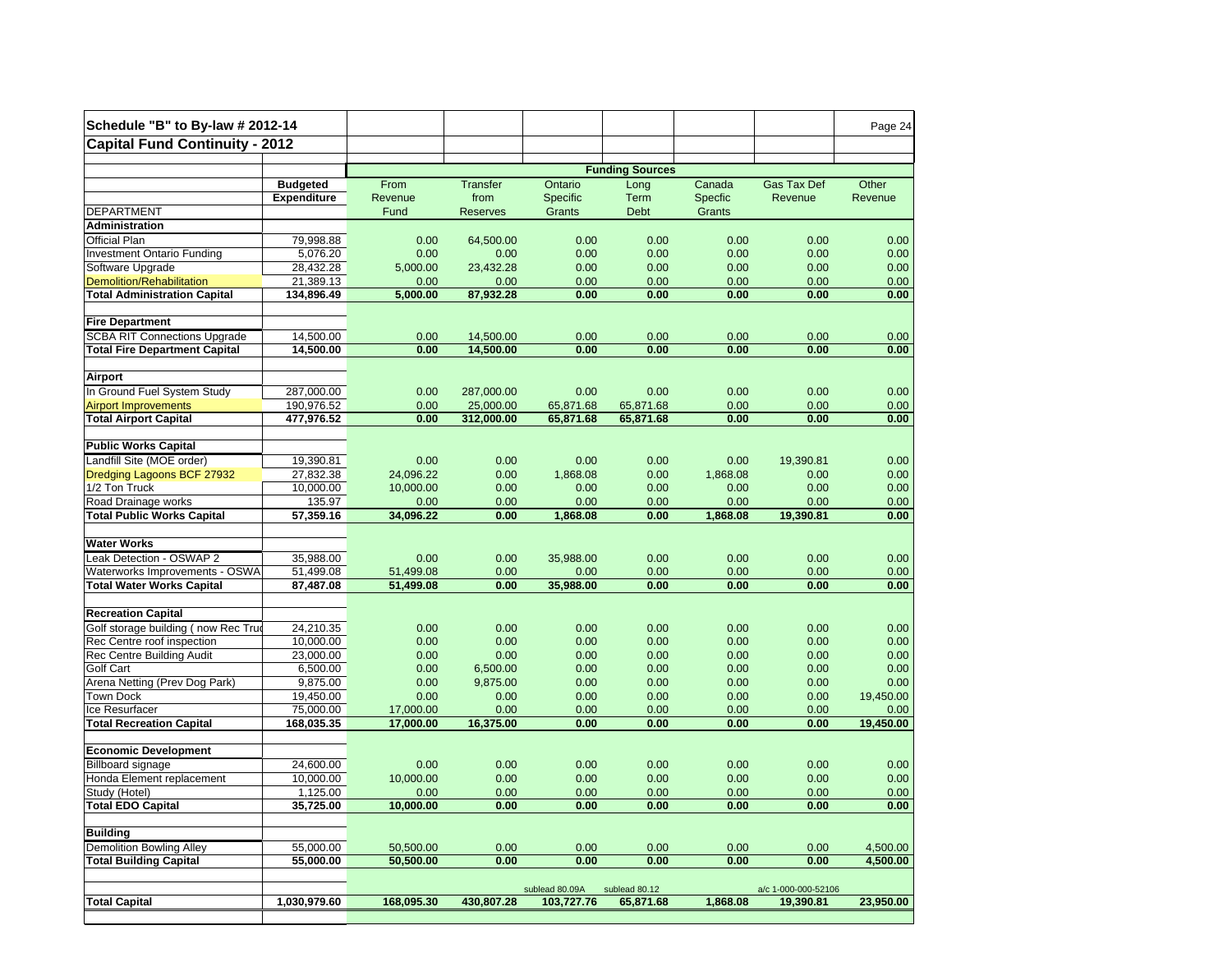## Schedule "B" to By-law # 2012-14

## Capital Fund Continuity - 2012

| | | Funding Sources | | | | | | |
|---|---|---|---|---|---|---|---|---|
| DEPARTMENT | **Budgeted Expenditure** | From Revenue Fund | Transfer from Reserves | Ontario Specific Grants | Long Term Debt | Canada Specfic Grants | Gas Tax Def Revenue | Other Revenue |
| **Administration** | | | | | | | | |
| Official Plan | 79,998.88 | 0.00 | 64,500.00 | 0.00 | 0.00 | 0.00 | 0.00 | 0.00 |
| Investment Ontario Funding | 5,076.20 | 0.00 | 0.00 | 0.00 | 0.00 | 0.00 | 0.00 | 0.00 |
| Software Upgrade | 28,432.28 | 5,000.00 | 23,432.28 | 0.00 | 0.00 | 0.00 | 0.00 | 0.00 |
| Demolition/Rehabilitation | 21,389.13 | 0.00 | 0.00 | 0.00 | 0.00 | 0.00 | 0.00 | 0.00 |
| **Total Administration Capital** | **134,896.49** | **5,000.00** | **87,932.28** | **0.00** | **0.00** | **0.00** | **0.00** | **0.00** |
| **Fire Department** | | | | | | | | |
| SCBA RIT Connections Upgrade | 14,500.00 | 0.00 | 14,500.00 | 0.00 | 0.00 | 0.00 | 0.00 | 0.00 |
| **Total Fire Department Capital** | **14,500.00** | **0.00** | **14,500.00** | **0.00** | **0.00** | **0.00** | **0.00** | **0.00** |
| **Airport** | | | | | | | | |
| In Ground Fuel System Study | 287,000.00 | 0.00 | 287,000.00 | 0.00 | 0.00 | 0.00 | 0.00 | 0.00 |
| Airport Improvements | 190,976.52 | 0.00 | 25,000.00 | 65,871.68 | 65,871.68 | 0.00 | 0.00 | 0.00 |
| **Total Airport Capital** | **477,976.52** | **0.00** | **312,000.00** | **65,871.68** | **65,871.68** | **0.00** | **0.00** | **0.00** |
| **Public Works Capital** | | | | | | | | |
| Landfill Site (MOE order) | 19,390.81 | 0.00 | 0.00 | 0.00 | 0.00 | 0.00 | 19,390.81 | 0.00 |
| Dredging Lagoons BCF 27932 | 27,832.38 | 24,096.22 | 0.00 | 1,868.08 | 0.00 | 1,868.08 | 0.00 | 0.00 |
| 1/2 Ton Truck | 10,000.00 | 10,000.00 | 0.00 | 0.00 | 0.00 | 0.00 | 0.00 | 0.00 |
| Road Drainage works | 135.97 | 0.00 | 0.00 | 0.00 | 0.00 | 0.00 | 0.00 | 0.00 |
| **Total Public Works Capital** | **57,359.16** | **34,096.22** | **0.00** | **1,868.08** | **0.00** | **1,868.08** | **19,390.81** | **0.00** |
| **Water Works** | | | | | | | | |
| Leak Detection - OSWAP 2 | 35,988.00 | 0.00 | 0.00 | 35,988.00 | 0.00 | 0.00 | 0.00 | 0.00 |
| Waterworks Improvements - OSWA | 51,499.08 | 51,499.08 | 0.00 | 0.00 | 0.00 | 0.00 | 0.00 | 0.00 |
| **Total Water Works Capital** | **87,487.08** | **51,499.08** | **0.00** | **35,988.00** | **0.00** | **0.00** | **0.00** | **0.00** |
| **Recreation Capital** | | | | | | | | |
| Golf storage building ( now Rec Truc | 24,210.35 | 0.00 | 0.00 | 0.00 | 0.00 | 0.00 | 0.00 | 0.00 |
| Rec Centre roof inspection | 10,000.00 | 0.00 | 0.00 | 0.00 | 0.00 | 0.00 | 0.00 | 0.00 |
| Rec Centre Building Audit | 23,000.00 | 0.00 | 0.00 | 0.00 | 0.00 | 0.00 | 0.00 | 0.00 |
| Golf Cart | 6,500.00 | 0.00 | 6,500.00 | 0.00 | 0.00 | 0.00 | 0.00 | 0.00 |
| Arena Netting (Prev Dog Park) | 9,875.00 | 0.00 | 9,875.00 | 0.00 | 0.00 | 0.00 | 0.00 | 0.00 |
| Town Dock | 19,450.00 | 0.00 | 0.00 | 0.00 | 0.00 | 0.00 | 0.00 | 19,450.00 |
| Ice Resurfacer | 75,000.00 | 17,000.00 | 0.00 | 0.00 | 0.00 | 0.00 | 0.00 | 0.00 |
| **Total Recreation Capital** | **168,035.35** | **17,000.00** | **16,375.00** | **0.00** | **0.00** | **0.00** | **0.00** | **19,450.00** |
| **Economic Development** | | | | | | | | |
| Billboard signage | 24,600.00 | 0.00 | 0.00 | 0.00 | 0.00 | 0.00 | 0.00 | 0.00 |
| Honda Element replacement | 10,000.00 | 10,000.00 | 0.00 | 0.00 | 0.00 | 0.00 | 0.00 | 0.00 |
| Study (Hotel) | 1,125.00 | 0.00 | 0.00 | 0.00 | 0.00 | 0.00 | 0.00 | 0.00 |
| **Total EDO Capital** | **35,725.00** | **10,000.00** | **0.00** | **0.00** | **0.00** | **0.00** | **0.00** | **0.00** |
| **Building** | | | | | | | | |
| Demolition Bowling Alley | 55,000.00 | 50,500.00 | 0.00 | 0.00 | 0.00 | 0.00 | 0.00 | 4,500.00 |
| **Total Building Capital** | **55,000.00** | **50,500.00** | **0.00** | **0.00** | **0.00** | **0.00** | **0.00** | **4,500.00** |
| | | | | sublead 80.09A | sublead 80.12 | | a/c 1-000-000-52106 | |
| **Total Capital** | **1,030,979.60** | **168,095.30** | **430,807.28** | **103,727.76** | **65,871.68** | **1,868.08** | **19,390.81** | **23,950.00** |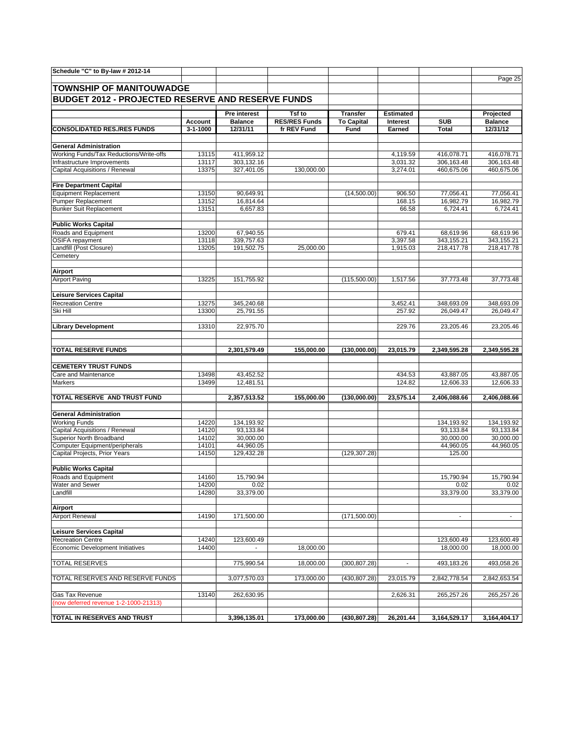Schedule "C" to By-law # 2012-14

# TOWNSHIP OF MANITOUWADGE

## BUDGET 2012 - PROJECTED RESERVE AND RESERVE FUNDS

| CONSOLIDATED RES./RES FUNDS | Account 3-1-1000 | Pre interest Balance 12/31/11 | Tsf to RES/RES Funds fr REV Fund | Transfer To Capital Fund | Estimated Interest Earned | SUB Total | Projected Balance 12/31/12 |
|---|---|---|---|---|---|---|---|
| **General Administration** | | | | | | | |
| Working Funds/Tax Reductions/Write-offs | 13115 | 411,959.12 | | | 4,119.59 | 416,078.71 | 416,078.71 |
| Infrastructure Improvements | 13117 | 303,132.16 | | | 3,031.32 | 306,163.48 | 306,163.48 |
| Capital Acquisitions / Renewal | 13375 | 327,401.05 | 130,000.00 | | 3,274.01 | 460,675.06 | 460,675.06 |
| **Fire Department Capital** | | | | | | | |
| Equipment Replacement | 13150 | 90,649.91 | | (14,500.00) | 906.50 | 77,056.41 | 77,056.41 |
| Pumper Replacement | 13152 | 16,814.64 | | | 168.15 | 16,982.79 | 16,982.79 |
| Bunker Suit Replacement | 13151 | 6,657.83 | | | 66.58 | 6,724.41 | 6,724.41 |
| **Public Works Capital** | | | | | | | |
| Roads and Equipment | 13200 | 67,940.55 | | | 679.41 | 68,619.96 | 68,619.96 |
| OSIFA repayment | 13118 | 339,757.63 | | | 3,397.58 | 343,155.21 | 343,155.21 |
| Landfill (Post Closure) | 13205 | 191,502.75 | 25,000.00 | | 1,915.03 | 218,417.78 | 218,417.78 |
| Cemetery | | | | | | | |
| **Airport** | | | | | | | |
| Airport Paving | 13225 | 151,755.92 | | (115,500.00) | 1,517.56 | 37,773.48 | 37,773.48 |
| **Leisure Services Capital** | | | | | | | |
| Recreation Centre | 13275 | 345,240.68 | | | 3,452.41 | 348,693.09 | 348,693.09 |
| Ski Hill | 13300 | 25,791.55 | | | 257.92 | 26,049.47 | 26,049.47 |
| **Library Development** | 13310 | 22,975.70 | | | 229.76 | 23,205.46 | 23,205.46 |
| **TOTAL RESERVE FUNDS** | | **2,301,579.49** | **155,000.00** | **(130,000.00)** | **23,015.79** | **2,349,595.28** | **2,349,595.28** |
| **CEMETERY TRUST FUNDS** | | | | | | | |
| Care and Maintenance | 13498 | 43,452.52 | | | 434.53 | 43,887.05 | 43,887.05 |
| Markers | 13499 | 12,481.51 | | | 124.82 | 12,606.33 | 12,606.33 |
| **TOTAL RESERVE AND TRUST FUND** | | **2,357,513.52** | **155,000.00** | **(130,000.00)** | **23,575.14** | **2,406,088.66** | **2,406,088.66** |
| **General Administration** | | | | | | | |
| Working Funds | 14220 | 134,193.92 | | | | 134,193.92 | 134,193.92 |
| Capital Acquisitions / Renewal | 14120 | 93,133.84 | | | | 93,133.84 | 93,133.84 |
| Superior North Broadband | 14102 | 30,000.00 | | | | 30,000.00 | 30,000.00 |
| Computer Equipment/peripherals | 14101 | 44,960.05 | | | | 44,960.05 | 44,960.05 |
| Capital Projects, Prior Years | 14150 | 129,432.28 | | (129,307.28) | | 125.00 | |
| **Public Works Capital** | | | | | | | |
| Roads and Equipment | 14160 | 15,790.94 | | | | 15,790.94 | 15,790.94 |
| Water and Sewer | 14200 | 0.02 | | | | 0.02 | 0.02 |
| Landfill | 14280 | 33,379.00 | | | | 33,379.00 | 33,379.00 |
| **Airport** | | | | | | | |
| Airport Renewal | 14190 | 171,500.00 | | (171,500.00) | | - | - |
| **Leisure Services Capital** | | | | | | | |
| Recreation Centre | 14240 | 123,600.49 | | | | 123,600.49 | 123,600.49 |
| Economic Development Initiatives | 14400 | - | 18,000.00 | | | 18,000.00 | 18,000.00 |
| TOTAL RESERVES | | 775,990.54 | 18,000.00 | (300,807.28) | - | 493,183.26 | 493,058.26 |
| TOTAL RESERVES AND RESERVE FUNDS | | 3,077,570.03 | 173,000.00 | (430,807.28) | 23,015.79 | 2,842,778.54 | 2,842,653.54 |
| Gas Tax Revenue | 13140 | 262,630.95 | | | 2,626.31 | 265,257.26 | 265,257.26 |
| (now deferred revenue 1-2-1000-21313) | | | | | | | |
| **TOTAL IN RESERVES AND TRUST** | | **3,396,135.01** | **173,000.00** | **(430,807.28)** | **26,201.44** | **3,164,529.17** | **3,164,404.17** |